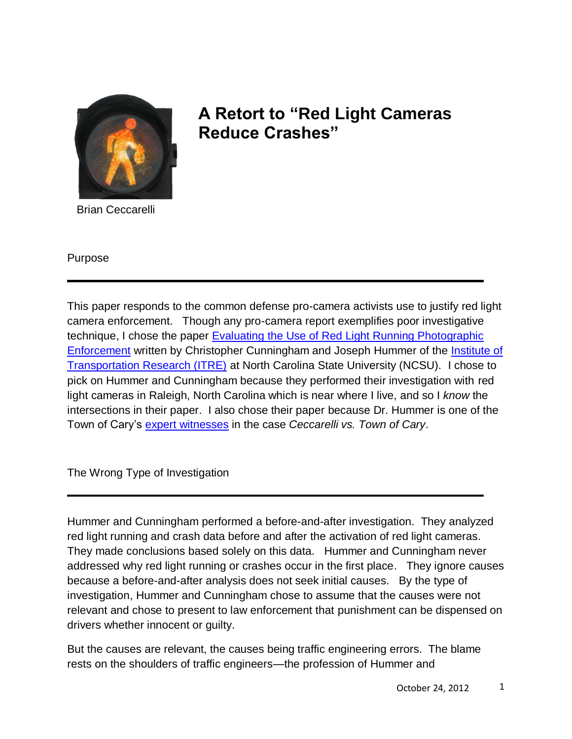# A Retort to "Red Light Cameras Reduce Crashes"

Brian Ceccarelli

## Purpose

This paper responds to the common defense pro-camera activists use to justify red light camera enforcement. Though any pro-camera report exemplifies poor investigative technique, I chose the paper [Evaluating the Use of Red Light Running Photographic Enforcement]() written by Christopher Cunningham and Joseph Hummer of the [Institute of Transportation Research (ITRE)]() at North Carolina State University (NCSU). I chose to pick on Hummer and Cunningham because they performed their investigation with red light cameras in Raleigh, North Carolina which is near where I live, and so I *know* the intersections in their paper. I also chose their paper because Dr. Hummer is one of the Town of Cary's [expert witnesses]() in the case *Ceccarelli vs. Town of Cary*.

## The Wrong Type of Investigation

Hummer and Cunningham performed a before-and-after investigation. They analyzed red light running and crash data before and after the activation of red light cameras. They made conclusions based solely on this data. Hummer and Cunningham never addressed why red light running or crashes occur in the first place. They ignore causes because a before-and-after analysis does not seek initial causes. By the type of investigation, Hummer and Cunningham chose to assume that the causes were not relevant and chose to present to law enforcement that punishment can be dispensed on drivers whether innocent or guilty.

But the causes are relevant, the causes being traffic engineering errors. The blame rests on the shoulders of traffic engineers—the profession of Hummer and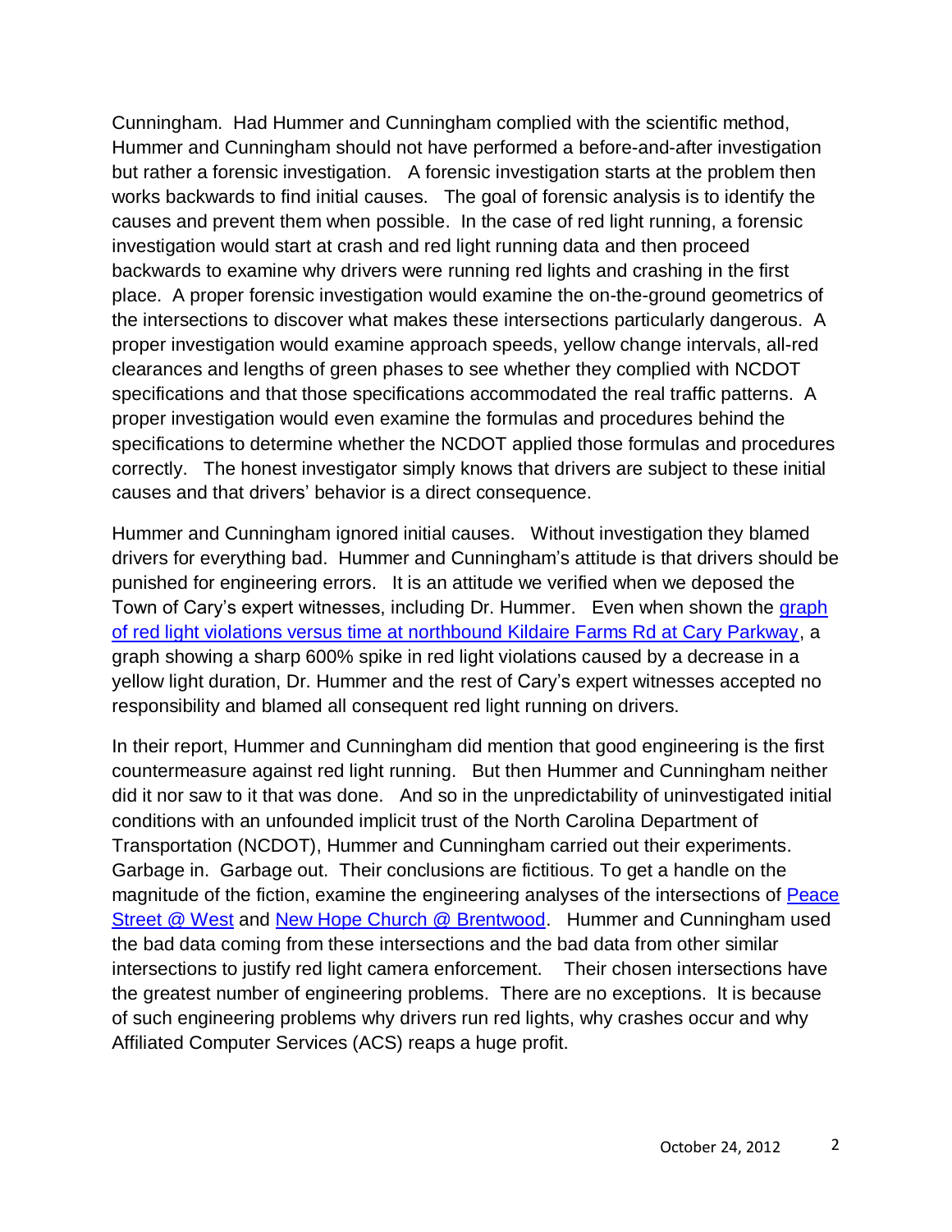Cunningham. Had Hummer and Cunningham complied with the scientific method, Hummer and Cunningham should not have performed a before-and-after investigation but rather a forensic investigation. A forensic investigation starts at the problem then works backwards to find initial causes. The goal of forensic analysis is to identify the causes and prevent them when possible. In the case of red light running, a forensic investigation would start at crash and red light running data and then proceed backwards to examine why drivers were running red lights and crashing in the first place. A proper forensic investigation would examine the on-the-ground geometrics of the intersections to discover what makes these intersections particularly dangerous. A proper investigation would examine approach speeds, yellow change intervals, all-red clearances and lengths of green phases to see whether they complied with NCDOT specifications and that those specifications accommodated the real traffic patterns. A proper investigation would even examine the formulas and procedures behind the specifications to determine whether the NCDOT applied those formulas and procedures correctly. The honest investigator simply knows that drivers are subject to these initial causes and that drivers' behavior is a direct consequence.

Hummer and Cunningham ignored initial causes. Without investigation they blamed drivers for everything bad. Hummer and Cunningham's attitude is that drivers should be punished for engineering errors. It is an attitude we verified when we deposed the Town of Cary's expert witnesses, including Dr. Hummer. Even when shown the graph of red light violations versus time at northbound Kildaire Farms Rd at Cary Parkway, a graph showing a sharp 600% spike in red light violations caused by a decrease in a yellow light duration, Dr. Hummer and the rest of Cary's expert witnesses accepted no responsibility and blamed all consequent red light running on drivers.

In their report, Hummer and Cunningham did mention that good engineering is the first countermeasure against red light running. But then Hummer and Cunningham neither did it nor saw to it that was done. And so in the unpredictability of uninvestigated initial conditions with an unfounded implicit trust of the North Carolina Department of Transportation (NCDOT), Hummer and Cunningham carried out their experiments. Garbage in. Garbage out. Their conclusions are fictitious. To get a handle on the magnitude of the fiction, examine the engineering analyses of the intersections of Peace Street @ West and New Hope Church @ Brentwood. Hummer and Cunningham used the bad data coming from these intersections and the bad data from other similar intersections to justify red light camera enforcement. Their chosen intersections have the greatest number of engineering problems. There are no exceptions. It is because of such engineering problems why drivers run red lights, why crashes occur and why Affiliated Computer Services (ACS) reaps a huge profit.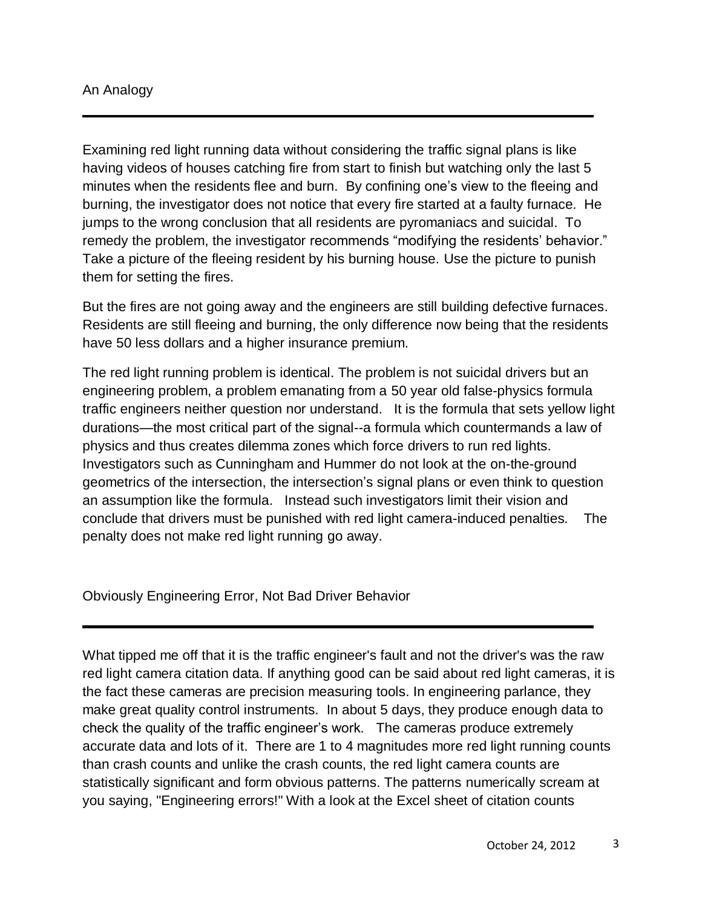## An Analogy

Examining red light running data without considering the traffic signal plans is like having videos of houses catching fire from start to finish but watching only the last 5 minutes when the residents flee and burn. By confining one's view to the fleeing and burning, the investigator does not notice that every fire started at a faulty furnace. He jumps to the wrong conclusion that all residents are pyromaniacs and suicidal. To remedy the problem, the investigator recommends "modifying the residents' behavior." Take a picture of the fleeing resident by his burning house. Use the picture to punish them for setting the fires.

But the fires are not going away and the engineers are still building defective furnaces. Residents are still fleeing and burning, the only difference now being that the residents have 50 less dollars and a higher insurance premium.

The red light running problem is identical. The problem is not suicidal drivers but an engineering problem, a problem emanating from a 50 year old false-physics formula traffic engineers neither question nor understand. It is the formula that sets yellow light durations—the most critical part of the signal--a formula which countermands a law of physics and thus creates dilemma zones which force drivers to run red lights. Investigators such as Cunningham and Hummer do not look at the on-the-ground geometrics of the intersection, the intersection's signal plans or even think to question an assumption like the formula. Instead such investigators limit their vision and conclude that drivers must be punished with red light camera-induced penalties. The penalty does not make red light running go away.

## Obviously Engineering Error, Not Bad Driver Behavior

What tipped me off that it is the traffic engineer's fault and not the driver's was the raw red light camera citation data. If anything good can be said about red light cameras, it is the fact these cameras are precision measuring tools. In engineering parlance, they make great quality control instruments. In about 5 days, they produce enough data to check the quality of the traffic engineer's work. The cameras produce extremely accurate data and lots of it. There are 1 to 4 magnitudes more red light running counts than crash counts and unlike the crash counts, the red light camera counts are statistically significant and form obvious patterns. The patterns numerically scream at you saying, "Engineering errors!" With a look at the Excel sheet of citation counts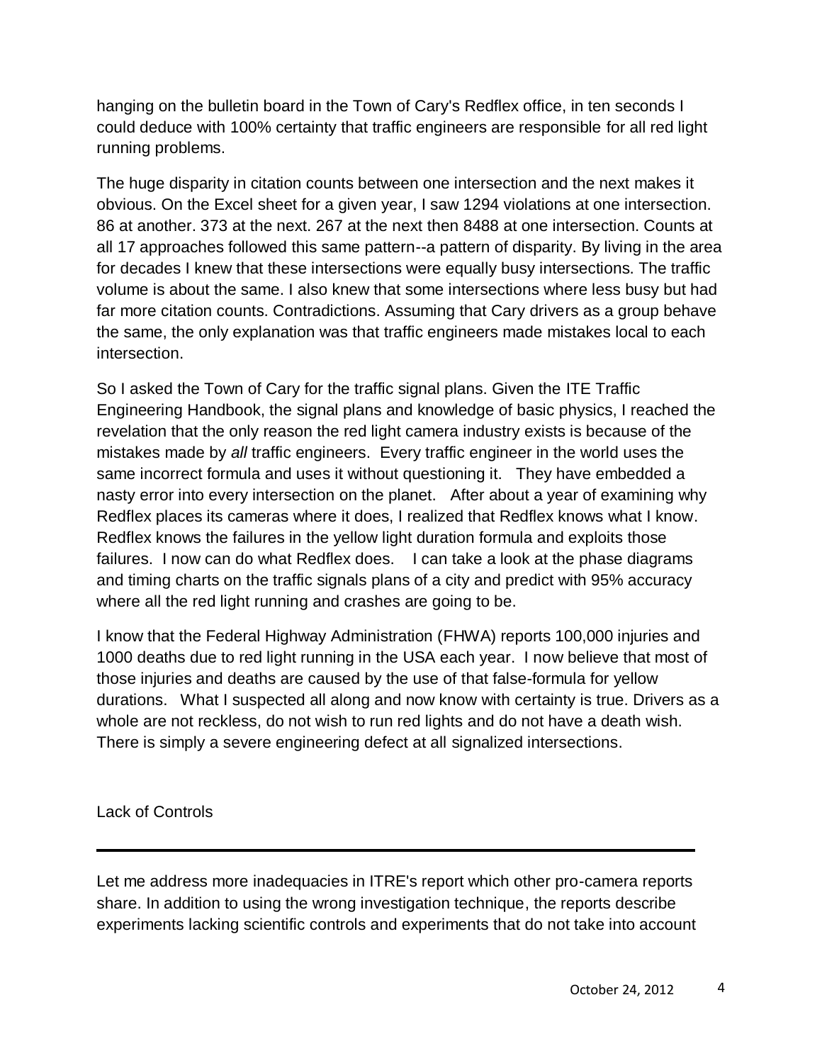hanging on the bulletin board in the Town of Cary's Redflex office, in ten seconds I could deduce with 100% certainty that traffic engineers are responsible for all red light running problems.

The huge disparity in citation counts between one intersection and the next makes it obvious. On the Excel sheet for a given year, I saw 1294 violations at one intersection. 86 at another. 373 at the next. 267 at the next then 8488 at one intersection. Counts at all 17 approaches followed this same pattern--a pattern of disparity. By living in the area for decades I knew that these intersections were equally busy intersections. The traffic volume is about the same. I also knew that some intersections where less busy but had far more citation counts. Contradictions. Assuming that Cary drivers as a group behave the same, the only explanation was that traffic engineers made mistakes local to each intersection.

So I asked the Town of Cary for the traffic signal plans. Given the ITE Traffic Engineering Handbook, the signal plans and knowledge of basic physics, I reached the revelation that the only reason the red light camera industry exists is because of the mistakes made by *all* traffic engineers. Every traffic engineer in the world uses the same incorrect formula and uses it without questioning it. They have embedded a nasty error into every intersection on the planet. After about a year of examining why Redflex places its cameras where it does, I realized that Redflex knows what I know. Redflex knows the failures in the yellow light duration formula and exploits those failures. I now can do what Redflex does. I can take a look at the phase diagrams and timing charts on the traffic signals plans of a city and predict with 95% accuracy where all the red light running and crashes are going to be.

I know that the Federal Highway Administration (FHWA) reports 100,000 injuries and 1000 deaths due to red light running in the USA each year. I now believe that most of those injuries and deaths are caused by the use of that false-formula for yellow durations. What I suspected all along and now know with certainty is true. Drivers as a whole are not reckless, do not wish to run red lights and do not have a death wish. There is simply a severe engineering defect at all signalized intersections.

## Lack of Controls

---

Let me address more inadequacies in ITRE's report which other pro-camera reports share. In addition to using the wrong investigation technique, the reports describe experiments lacking scientific controls and experiments that do not take into account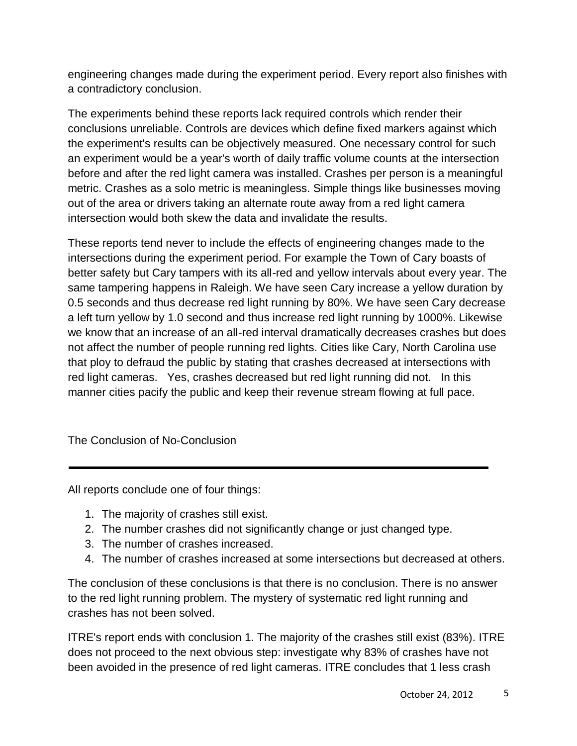engineering changes made during the experiment period. Every report also finishes with a contradictory conclusion.

The experiments behind these reports lack required controls which render their conclusions unreliable. Controls are devices which define fixed markers against which the experiment's results can be objectively measured. One necessary control for such an experiment would be a year's worth of daily traffic volume counts at the intersection before and after the red light camera was installed. Crashes per person is a meaningful metric. Crashes as a solo metric is meaningless. Simple things like businesses moving out of the area or drivers taking an alternate route away from a red light camera intersection would both skew the data and invalidate the results.

These reports tend never to include the effects of engineering changes made to the intersections during the experiment period. For example the Town of Cary boasts of better safety but Cary tampers with its all-red and yellow intervals about every year. The same tampering happens in Raleigh. We have seen Cary increase a yellow duration by 0.5 seconds and thus decrease red light running by 80%. We have seen Cary decrease a left turn yellow by 1.0 second and thus increase red light running by 1000%. Likewise we know that an increase of an all-red interval dramatically decreases crashes but does not affect the number of people running red lights. Cities like Cary, North Carolina use that ploy to defraud the public by stating that crashes decreased at intersections with red light cameras. Yes, crashes decreased but red light running did not. In this manner cities pacify the public and keep their revenue stream flowing at full pace.

## The Conclusion of No-Conclusion

---

All reports conclude one of four things:

1. The majority of crashes still exist.
2. The number crashes did not significantly change or just changed type.
3. The number of crashes increased.
4. The number of crashes increased at some intersections but decreased at others.

The conclusion of these conclusions is that there is no conclusion. There is no answer to the red light running problem. The mystery of systematic red light running and crashes has not been solved.

ITRE's report ends with conclusion 1. The majority of the crashes still exist (83%). ITRE does not proceed to the next obvious step: investigate why 83% of crashes have not been avoided in the presence of red light cameras. ITRE concludes that 1 less crash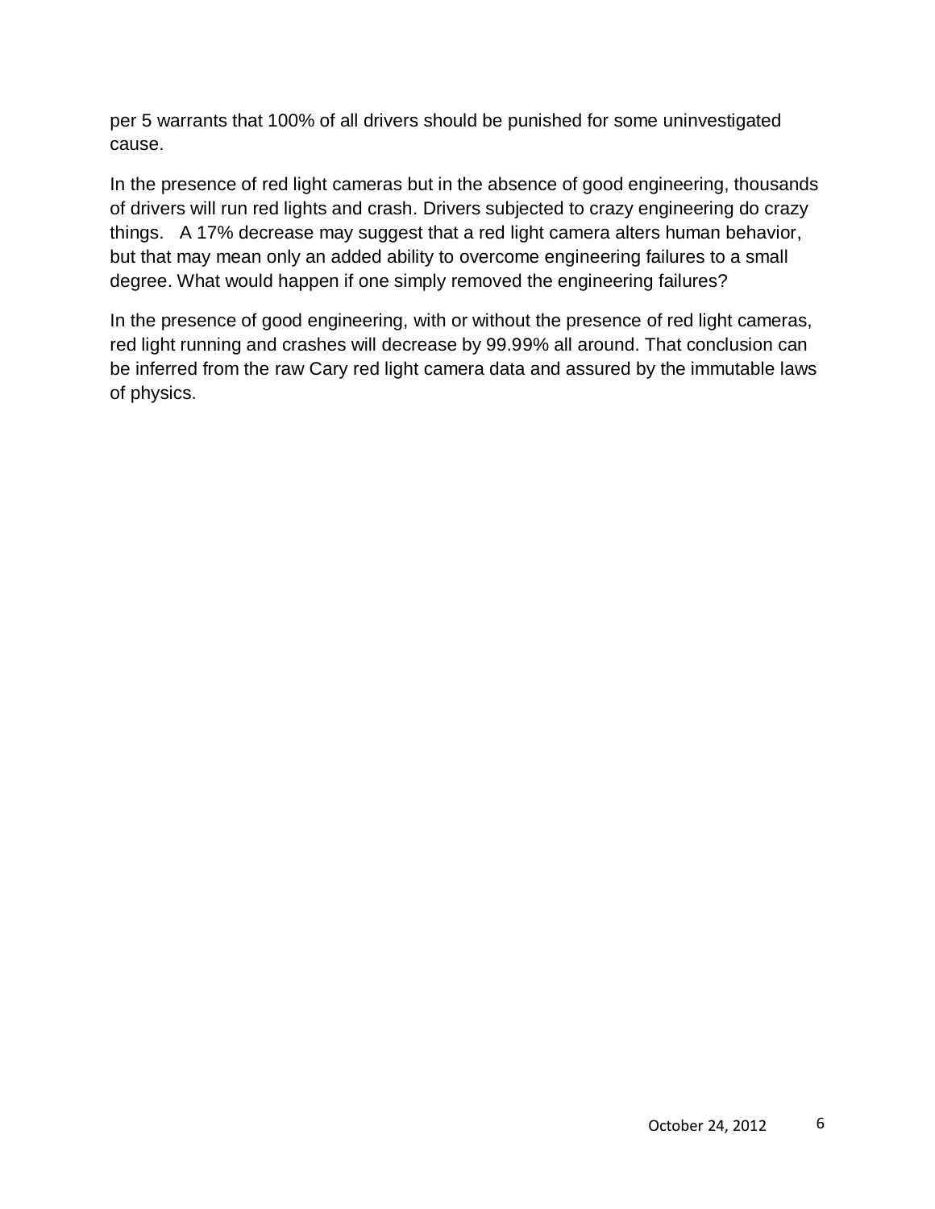per 5 warrants that 100% of all drivers should be punished for some uninvestigated cause.

In the presence of red light cameras but in the absence of good engineering, thousands of drivers will run red lights and crash. Drivers subjected to crazy engineering do crazy things. A 17% decrease may suggest that a red light camera alters human behavior, but that may mean only an added ability to overcome engineering failures to a small degree. What would happen if one simply removed the engineering failures?

In the presence of good engineering, with or without the presence of red light cameras, red light running and crashes will decrease by 99.99% all around. That conclusion can be inferred from the raw Cary red light camera data and assured by the immutable laws of physics.